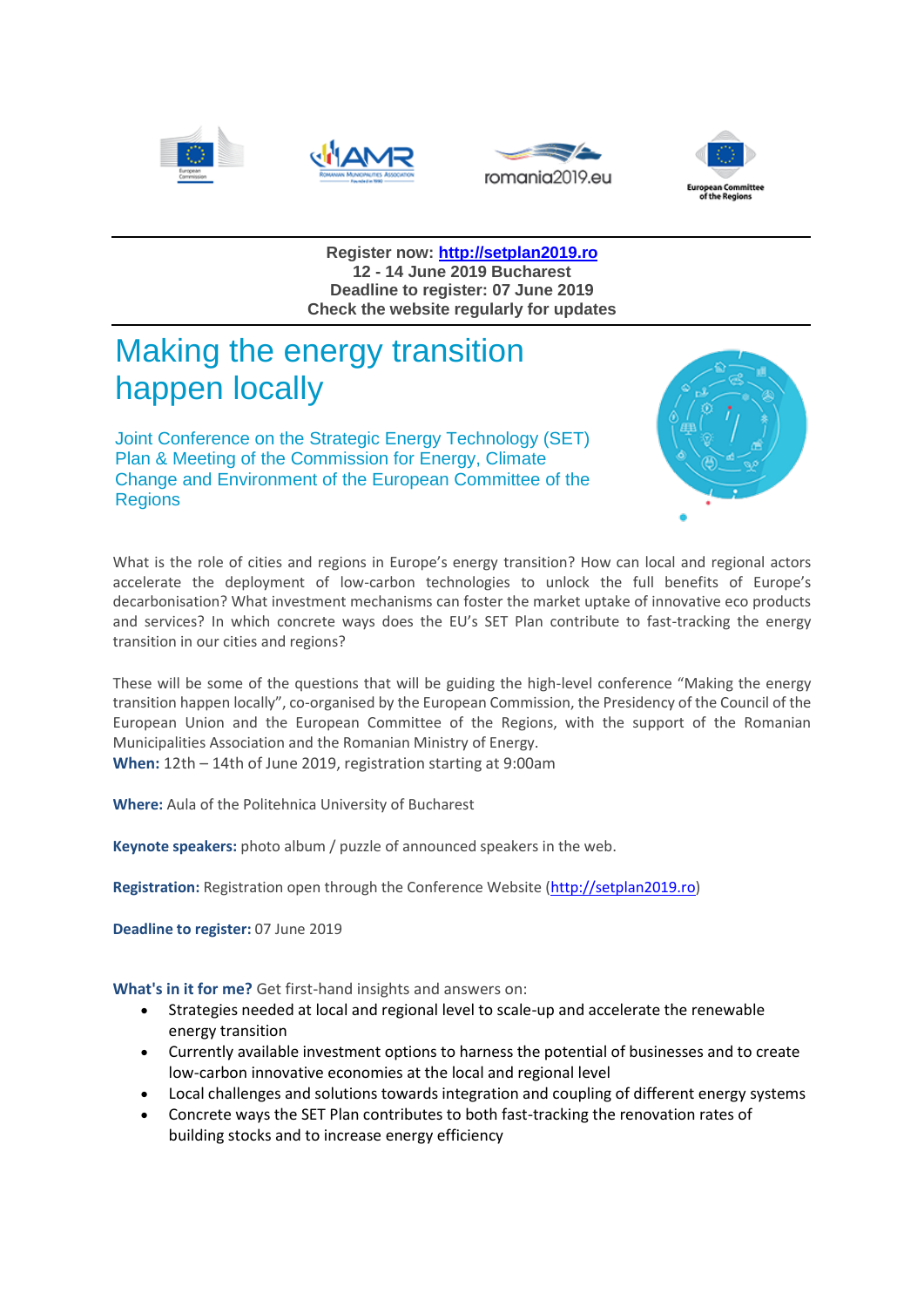**Register now: http://setplan2019.ro**
**12 - 14 June 2019 Bucharest**
**Deadline to register: 07 June 2019**
**Check the website regularly for updates**

# Making the energy transition happen locally

## Joint Conference on the Strategic Energy Technology (SET) Plan & Meeting of the Commission for Energy, Climate Change and Environment of the European Committee of the Regions

What is the role of cities and regions in Europe's energy transition? How can local and regional actors accelerate the deployment of low-carbon technologies to unlock the full benefits of Europe's decarbonisation? What investment mechanisms can foster the market uptake of innovative eco products and services? In which concrete ways does the EU's SET Plan contribute to fast-tracking the energy transition in our cities and regions?

These will be some of the questions that will be guiding the high-level conference "Making the energy transition happen locally", co-organised by the European Commission, the Presidency of the Council of the European Union and the European Committee of the Regions, with the support of the Romanian Municipalities Association and the Romanian Ministry of Energy.

**When:** 12th – 14th of June 2019, registration starting at 9:00am

**Where:** Aula of the Politehnica University of Bucharest

**Keynote speakers:** photo album / puzzle of announced speakers in the web.

**Registration:** Registration open through the Conference Website (http://setplan2019.ro)

**Deadline to register:** 07 June 2019

**What's in it for me?** Get first-hand insights and answers on:

- Strategies needed at local and regional level to scale-up and accelerate the renewable energy transition
- Currently available investment options to harness the potential of businesses and to create low-carbon innovative economies at the local and regional level
- Local challenges and solutions towards integration and coupling of different energy systems
- Concrete ways the SET Plan contributes to both fast-tracking the renovation rates of building stocks and to increase energy efficiency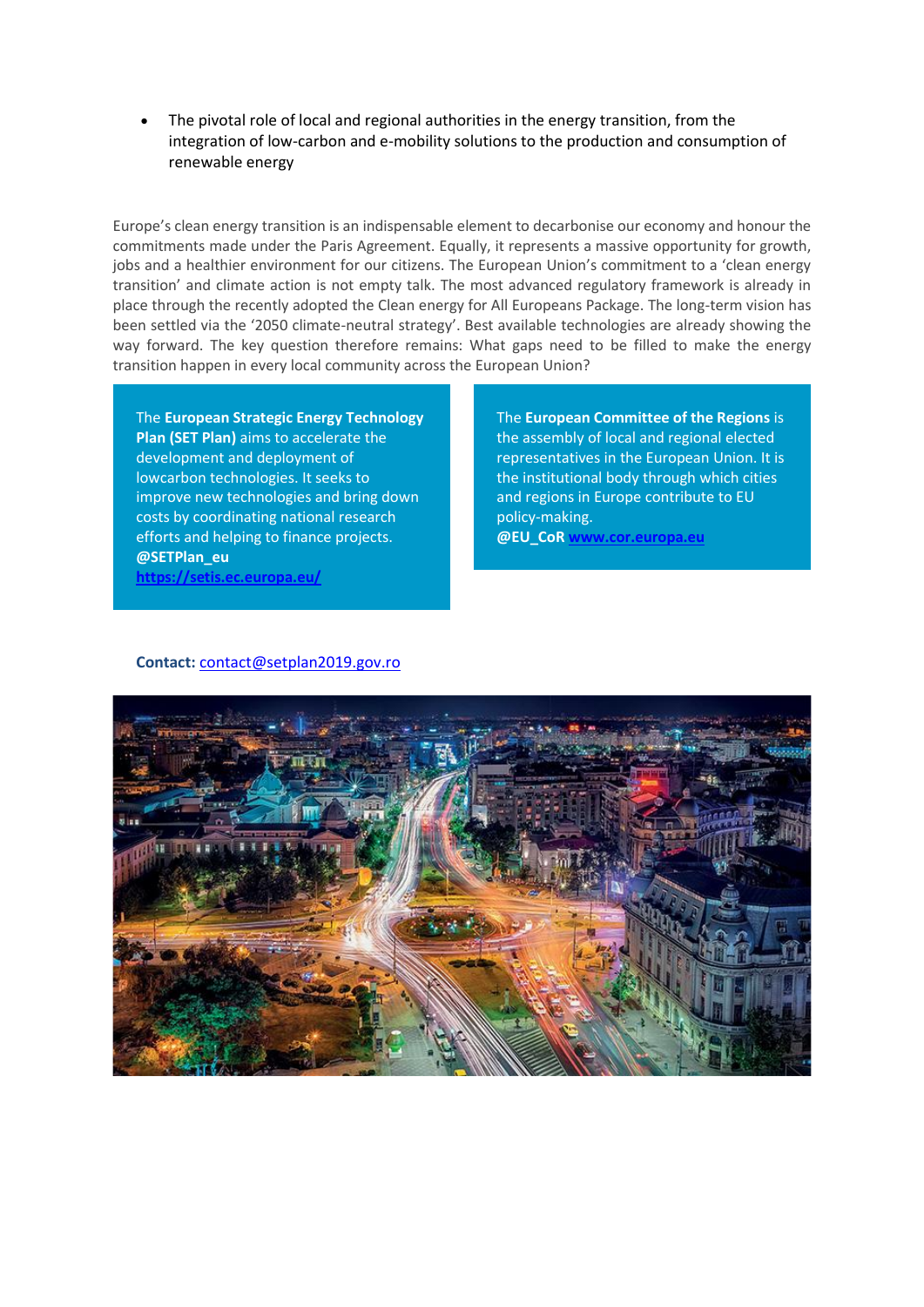- The pivotal role of local and regional authorities in the energy transition, from the integration of low-carbon and e-mobility solutions to the production and consumption of renewable energy

Europe's clean energy transition is an indispensable element to decarbonise our economy and honour the commitments made under the Paris Agreement. Equally, it represents a massive opportunity for growth, jobs and a healthier environment for our citizens. The European Union's commitment to a 'clean energy transition' and climate action is not empty talk. The most advanced regulatory framework is already in place through the recently adopted the Clean energy for All Europeans Package. The long-term vision has been settled via the '2050 climate-neutral strategy'. Best available technologies are already showing the way forward. The key question therefore remains: What gaps need to be filled to make the energy transition happen in every local community across the European Union?

The **European Strategic Energy Technology Plan (SET Plan)** aims to accelerate the development and deployment of lowcarbon technologies. It seeks to improve new technologies and bring down costs by coordinating national research efforts and helping to finance projects.
**@SETPlan_eu**
https://setis.ec.europa.eu/

The **European Committee of the Regions** is the assembly of local and regional elected representatives in the European Union. It is the institutional body through which cities and regions in Europe contribute to EU policy-making.
**@EU_CoR** www.cor.europa.eu

**Contact:** contact@setplan2019.gov.ro